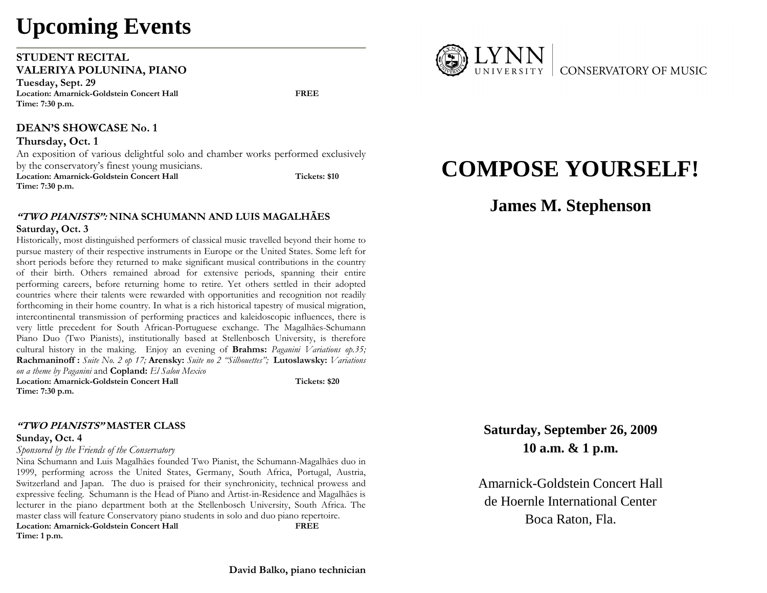# Upcoming Events

**STUDENT RECITAL**
**VALERIYA POLUNINA, PIANO**
**Tuesday, Sept. 29**
**Location: Amarnick-Goldstein Concert Hall** **FREE**
**Time: 7:30 p.m.**

**DEAN'S SHOWCASE No. 1**
**Thursday, Oct. 1**
An exposition of various delightful solo and chamber works performed exclusively by the conservatory's finest young musicians.
**Location: Amarnick-Goldstein Concert Hall** **Tickets: $10**
**Time: 7:30 p.m.**

***"TWO PIANISTS":* NINA SCHUMANN AND LUIS MAGALHÃES**
**Saturday, Oct. 3**
Historically, most distinguished performers of classical music travelled beyond their home to pursue mastery of their respective instruments in Europe or the United States. Some left for short periods before they returned to make significant musical contributions in the country of their birth. Others remained abroad for extensive periods, spanning their entire performing careers, before returning home to retire. Yet others settled in their adopted countries where their talents were rewarded with opportunities and recognition not readily forthcoming in their home country. In what is a rich historical tapestry of musical migration, intercontinental transmission of performing practices and kaleidoscopic influences, there is very little precedent for South African-Portuguese exchange. The Magalhães-Schumann Piano Duo (Two Pianists), institutionally based at Stellenbosch University, is therefore cultural history in the making. Enjoy an evening of **Brahms:** *Paganini Variations op.35;* **Rachmaninoff :** *Suite No. 2 op 17;* **Arensky:** *Suite no 2 "Silhouettes";* **Lutoslawsky:** *Variations on a theme by Paganini* and **Copland:** *El Salon Mexico*
**Location: Amarnick-Goldstein Concert Hall** **Tickets: $20**
**Time: 7:30 p.m.**

***"TWO PIANISTS"* MASTER CLASS**
**Sunday, Oct. 4**
*Sponsored by the Friends of the Conservatory*
Nina Schumann and Luis Magalhães founded Two Pianist, the Schumann-Magalhães duo in 1999, performing across the United States, Germany, South Africa, Portugal, Austria, Switzerland and Japan. The duo is praised for their synchronicity, technical prowess and expressive feeling. Schumann is the Head of Piano and Artist-in-Residence and Magalhães is lecturer in the piano department both at the Stellenbosch University, South Africa. The master class will feature Conservatory piano students in solo and duo piano repertoire.
**Location: Amarnick-Goldstein Concert Hall** **FREE**
**Time: 1 p.m.**

**David Balko, piano technician**

LYNN UNIVERSITY | CONSERVATORY OF MUSIC

# COMPOSE YOURSELF!

## James M. Stephenson

**Saturday, September 26, 2009**
**10 a.m. & 1 p.m.**

Amarnick-Goldstein Concert Hall
de Hoernle International Center
Boca Raton, Fla.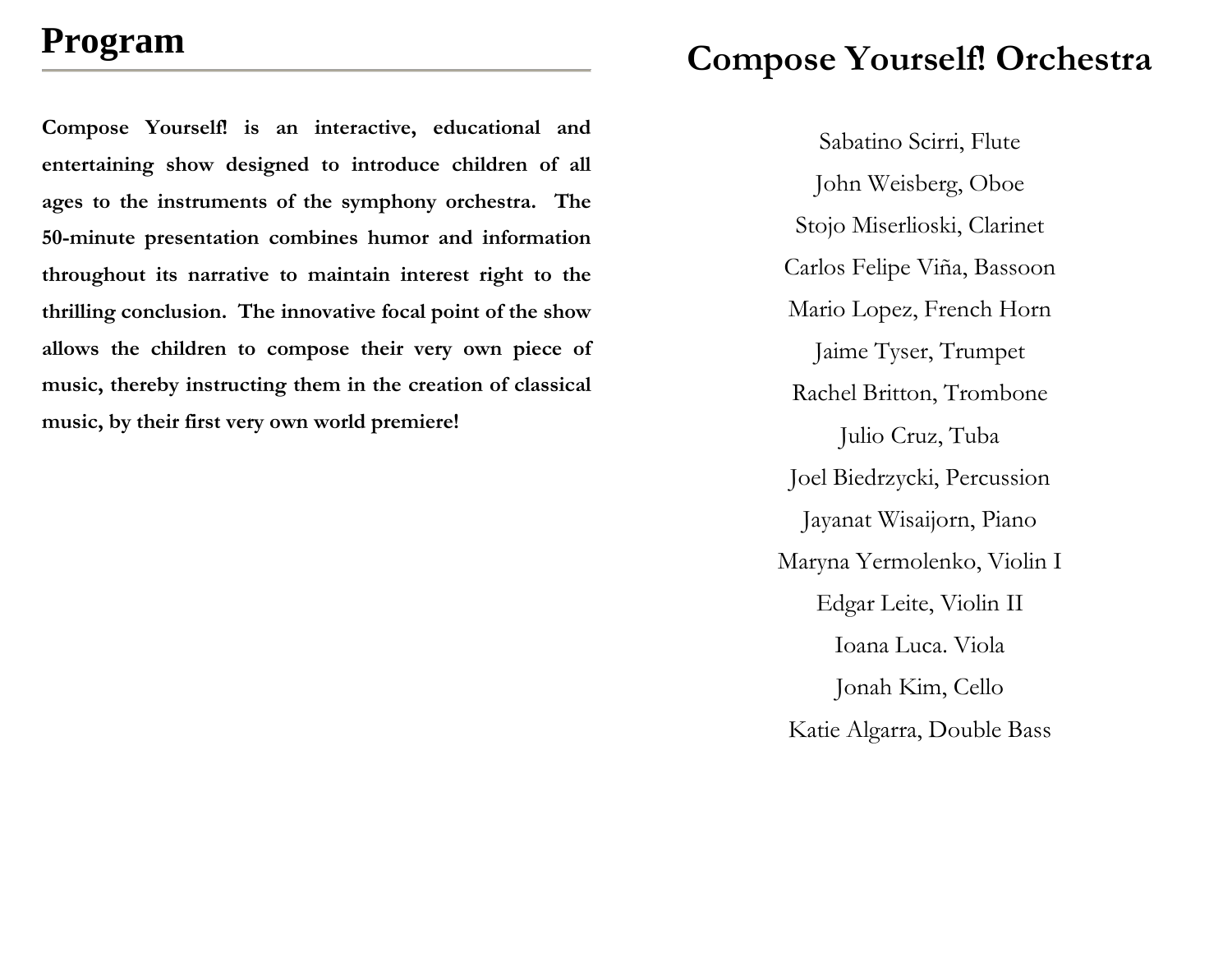# Program

**Compose Yourself! is an interactive, educational and entertaining show designed to introduce children of all ages to the instruments of the symphony orchestra. The 50-minute presentation combines humor and information throughout its narrative to maintain interest right to the thrilling conclusion. The innovative focal point of the show allows the children to compose their very own piece of music, thereby instructing them in the creation of classical music, by their first very own world premiere!**

# Compose Yourself! Orchestra

Sabatino Scirri, Flute

John Weisberg, Oboe

Stojo Miserlioski, Clarinet

Carlos Felipe Viña, Bassoon

Mario Lopez, French Horn

Jaime Tyser, Trumpet

Rachel Britton, Trombone

Julio Cruz, Tuba

Joel Biedrzycki, Percussion

Jayanat Wisaijorn, Piano

Maryna Yermolenko, Violin I

Edgar Leite, Violin II

Ioana Luca. Viola

Jonah Kim, Cello

Katie Algarra, Double Bass